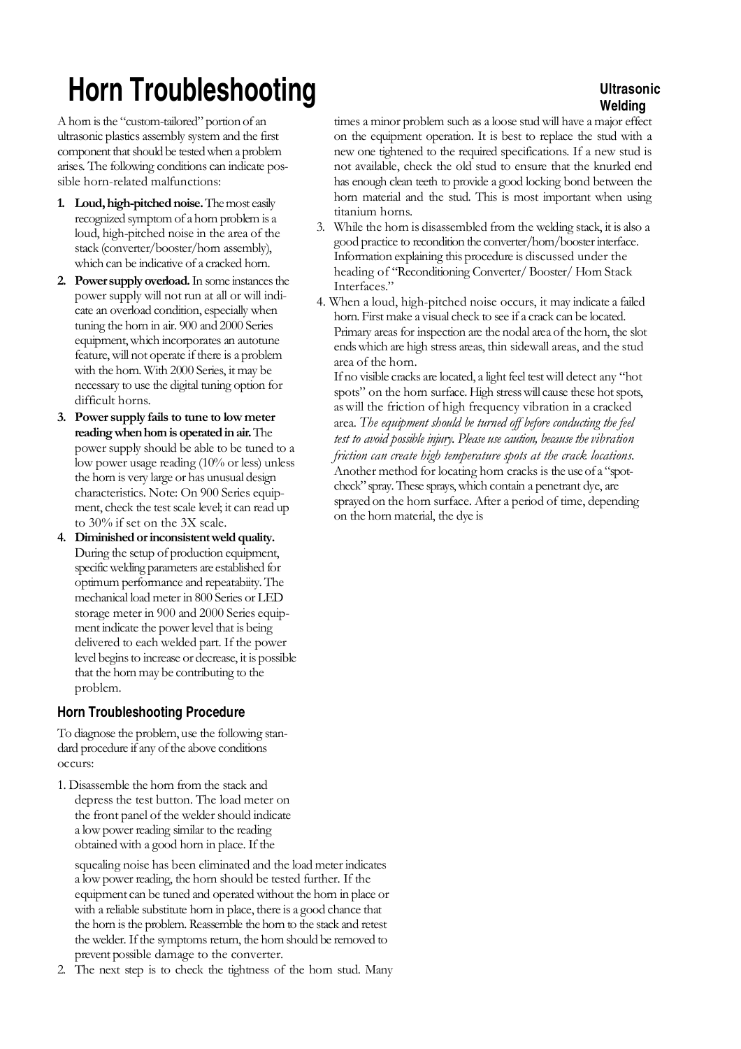# Horn Troubleshooting

A horn is the "custom-tailored" portion of an ultrasonic plastics assembly system and the first component that should be tested when a problem arises. The following conditions can indicate possible horn-related malfunctions:

1. **Loud, high-pitched noise.** The most easily recognized symptom of a horn problem is a loud, high-pitched noise in the area of the stack (converter/booster/horn assembly), which can be indicative of a cracked horn.
2. **Power supply overload.** In some instances the power supply will not run at all or will indicate an overload condition, especially when tuning the horn in air. 900 and 2000 Series equipment, which incorporates an autotune feature, will not operate if there is a problem with the horn. With 2000 Series, it may be necessary to use the digital tuning option for difficult horns.
3. **Power supply fails to tune to low meter reading when horn is operated in air.** The power supply should be able to be tuned to a low power usage reading (10% or less) unless the horn is very large or has unusual design characteristics. Note: On 900 Series equipment, check the test scale level; it can read up to 30% if set on the 3X scale.
4. **Diminished or inconsistent weld quality.** During the setup of production equipment, specific welding parameters are established for optimum performance and repeatabiity. The mechanical load meter in 800 Series or LED storage meter in 900 and 2000 Series equipment indicate the power level that is being delivered to each welded part. If the power level begins to increase or decrease, it is possible that the horn may be contributing to the problem.

## Horn Troubleshooting Procedure

To diagnose the problem, use the following standard procedure if any of the above conditions occurs:

1. Disassemble the horn from the stack and depress the test button. The load meter on the front panel of the welder should indicate a low power reading similar to the reading obtained with a good horn in place. If the squealing noise has been eliminated and the load meter indicates a low power reading, the horn should be tested further. If the equipment can be tuned and operated without the horn in place or with a reliable substitute horn in place, there is a good chance that the horn is the problem. Reassemble the horn to the stack and retest the welder. If the symptoms return, the horn should be removed to prevent possible damage to the converter.
2. The next step is to check the tightness of the horn stud. Many times a minor problem such as a loose stud will have a major effect on the equipment operation. It is best to replace the stud with a new one tightened to the required specifications. If a new stud is not available, check the old stud to ensure that the knurled end has enough clean teeth to provide a good locking bond between the horn material and the stud. This is most important when using titanium horns.
3. While the horn is disassembled from the welding stack, it is also a good practice to recondition the converter/horn/booster interface. Information explaining this procedure is discussed under the heading of "Reconditioning Converter/ Booster/ Horn Stack Interfaces."
4. When a loud, high-pitched noise occurs, it may indicate a failed horn. First make a visual check to see if a crack can be located. Primary areas for inspection are the nodal area of the horn, the slot ends which are high stress areas, thin sidewall areas, and the stud area of the horn.

   If no visible cracks are located, a light feel test will detect any "hot spots" on the horn surface. High stress will cause these hot spots, as will the friction of high frequency vibration in a cracked area. *The equipment should be turned off before conducting the feel test to avoid possible injury. Please use caution, because the vibration friction can create high temperature spots at the crack locations.* Another method for locating horn cracks is the use of a "spot-check" spray. These sprays, which contain a penetrant dye, are sprayed on the horn surface. After a period of time, depending on the horn material, the dye is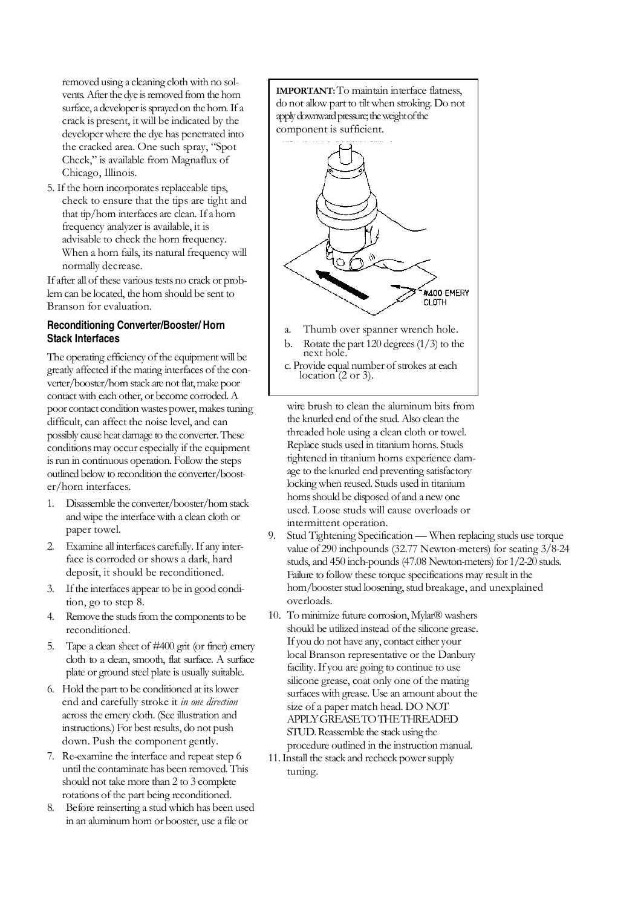removed using a cleaning cloth with no solvents. After the dye is removed from the horn surface, a developer is sprayed on the horn. If a crack is present, it will be indicated by the developer where the dye has penetrated into the cracked area. One such spray, "Spot Check," is available from Magnaflux of Chicago, Illinois.

5. If the horn incorporates replaceable tips, check to ensure that the tips are tight and that tip/horn interfaces are clean. If a horn frequency analyzer is available, it is advisable to check the horn frequency. When a horn fails, its natural frequency will normally decrease.

If after all of these various tests no crack or problem can be located, the horn should be sent to Branson for evaluation.

### Reconditioning Converter/Booster/ Horn Stack Interfaces

The operating efficiency of the equipment will be greatly affected if the mating interfaces of the converter/booster/horn stack are not flat, make poor contact with each other, or become corroded. A poor contact condition wastes power, makes tuning difficult, can affect the noise level, and can possibly cause heat damage to the converter. These conditions may occur especially if the equipment is run in continuous operation. Follow the steps outlined below to recondition the converter/booster/horn interfaces.

1. Disassemble the converter/booster/horn stack and wipe the interface with a clean cloth or paper towel.
2. Examine all interfaces carefully. If any interface is corroded or shows a dark, hard deposit, it should be reconditioned.
3. If the interfaces appear to be in good condition, go to step 8.
4. Remove the studs from the components to be reconditioned.
5. Tape a clean sheet of #400 grit (or finer) emery cloth to a clean, smooth, flat surface. A surface plate or ground steel plate is usually suitable.
6. Hold the part to be conditioned at its lower end and carefully stroke it *in one direction* across the emery cloth. (See illustration and instructions.) For best results, do not push down. Push the component gently.
7. Re-examine the interface and repeat step 6 until the contaminate has been removed. This should not take more than 2 to 3 complete rotations of the part being reconditioned.
8. Before reinserting a stud which has been used in an aluminum horn or booster, use a file or wire brush to clean the aluminum bits from the knurled end of the stud. Also clean the threaded hole using a clean cloth or towel. Replace studs used in titanium horns. Studs tightened in titanium horns experience damage to the knurled end preventing satisfactory locking when reused. Studs used in titanium horns should be disposed of and a new one used. Loose studs will cause overloads or intermittent operation.
9. Stud Tightening Specification — When replacing studs use torque value of 290 inchpounds (32.77 Newton-meters) for seating 3/8-24 studs, and 450 inch-pounds (47.08 Newton-meters) for 1/2-20 studs. Failure to follow these torque specifications may result in the horn/booster stud loosening, stud breakage, and unexplained overloads.
10. To minimize future corrosion, Mylar® washers should be utilized instead of the silicone grease. If you do not have any, contact either your local Branson representative or the Danbury facility. If you are going to continue to use silicone grease, coat only one of the mating surfaces with grease. Use an amount about the size of a paper match head. DO NOT APPLY GREASE TO THE THREADED STUD. Reassemble the stack using the procedure outlined in the instruction manual.
11. Install the stack and recheck power supply tuning.

**IMPORTANT:** To maintain interface flatness, do not allow part to tilt when stroking. Do not apply downward pressure; the weight of the component is sufficient.

#400 EMERY CLOTH

a. Thumb over spanner wrench hole.
b. Rotate the part 120 degrees (1/3) to the next hole.
c. Provide equal number of strokes at each location (2 or 3).